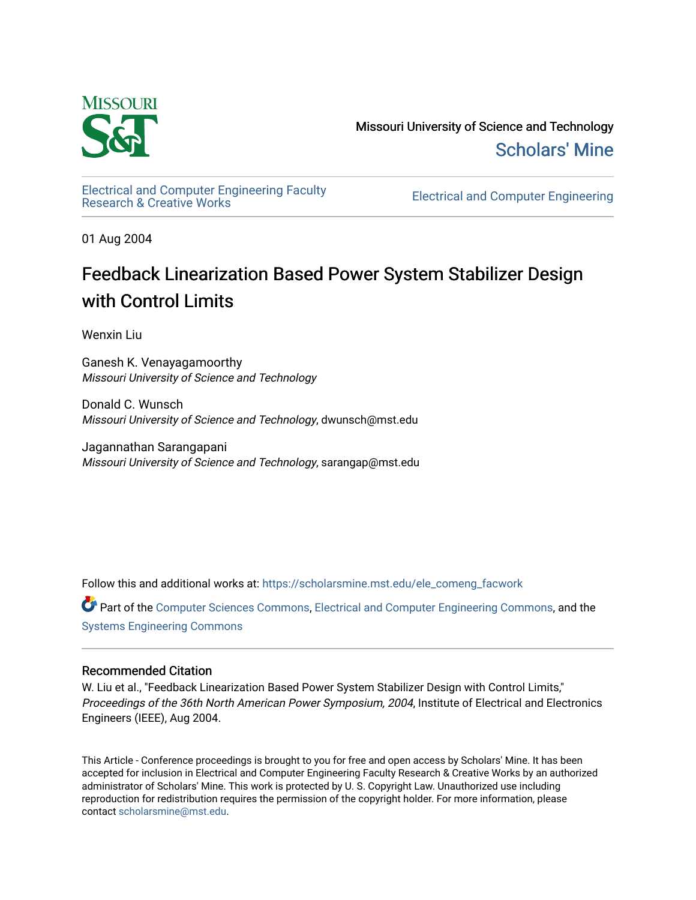Missouri University of Science and Technology

Scholars' Mine

Electrical and Computer Engineering Faculty Research & Creative Works

Electrical and Computer Engineering

01 Aug 2004

# Feedback Linearization Based Power System Stabilizer Design with Control Limits

Wenxin Liu

Ganesh K. Venayagamoorthy
*Missouri University of Science and Technology*

Donald C. Wunsch
*Missouri University of Science and Technology*, dwunsch@mst.edu

Jagannathan Sarangapani
*Missouri University of Science and Technology*, sarangap@mst.edu

Follow this and additional works at: https://scholarsmine.mst.edu/ele_comeng_facwork

Part of the Computer Sciences Commons, Electrical and Computer Engineering Commons, and the Systems Engineering Commons

## Recommended Citation

W. Liu et al., "Feedback Linearization Based Power System Stabilizer Design with Control Limits," *Proceedings of the 36th North American Power Symposium, 2004*, Institute of Electrical and Electronics Engineers (IEEE), Aug 2004.

This Article - Conference proceedings is brought to you for free and open access by Scholars' Mine. It has been accepted for inclusion in Electrical and Computer Engineering Faculty Research & Creative Works by an authorized administrator of Scholars' Mine. This work is protected by U. S. Copyright Law. Unauthorized use including reproduction for redistribution requires the permission of the copyright holder. For more information, please contact scholarsmine@mst.edu.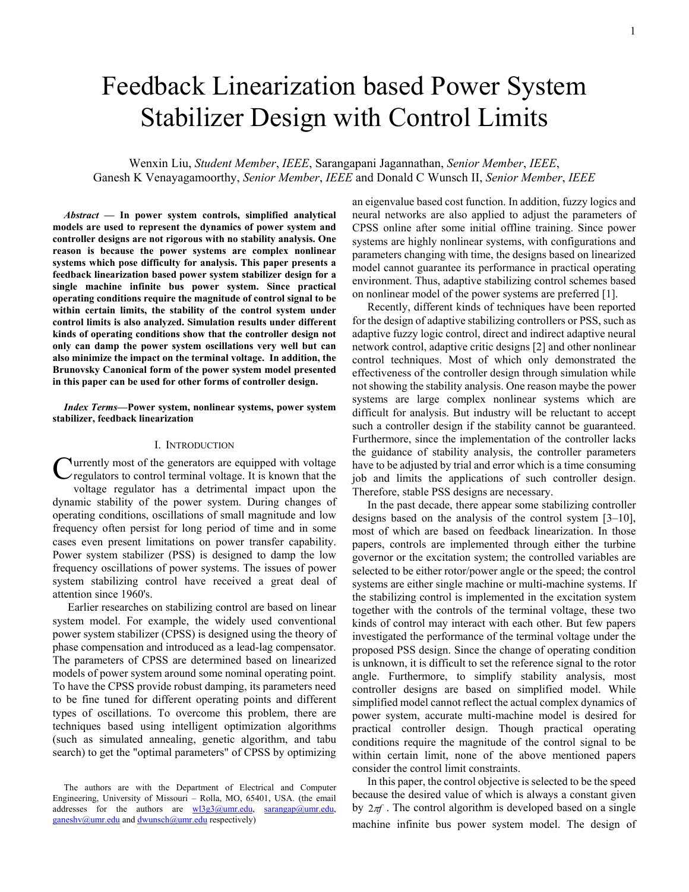# Feedback Linearization based Power System Stabilizer Design with Control Limits

Wenxin Liu, *Student Member*, *IEEE*, Sarangapani Jagannathan, *Senior Member*, *IEEE*, Ganesh K Venayagamoorthy, *Senior Member*, *IEEE* and Donald C Wunsch II, *Senior Member*, *IEEE*

***Abstract* — In power system controls, simplified analytical models are used to represent the dynamics of power system and controller designs are not rigorous with no stability analysis. One reason is because the power systems are complex nonlinear systems which pose difficulty for analysis. This paper presents a feedback linearization based power system stabilizer design for a single machine infinite bus power system. Since practical operating conditions require the magnitude of control signal to be within certain limits, the stability of the control system under control limits is also analyzed. Simulation results under different kinds of operating conditions show that the controller design not only can damp the power system oscillations very well but can also minimize the impact on the terminal voltage. In addition, the Brunovsky Canonical form of the power system model presented in this paper can be used for other forms of controller design.**

***Index Terms*—Power system, nonlinear systems, power system stabilizer, feedback linearization**

## I. Introduction

Currently most of the generators are equipped with voltage regulators to control terminal voltage. It is known that the voltage regulator has a detrimental impact upon the dynamic stability of the power system. During changes of operating conditions, oscillations of small magnitude and low frequency often persist for long period of time and in some cases even present limitations on power transfer capability. Power system stabilizer (PSS) is designed to damp the low frequency oscillations of power systems. The issues of power system stabilizing control have received a great deal of attention since 1960's.

Earlier researches on stabilizing control are based on linear system model. For example, the widely used conventional power system stabilizer (CPSS) is designed using the theory of phase compensation and introduced as a lead-lag compensator. The parameters of CPSS are determined based on linearized models of power system around some nominal operating point. To have the CPSS provide robust damping, its parameters need to be fine tuned for different operating points and different types of oscillations. To overcome this problem, there are techniques based using intelligent optimization algorithms (such as simulated annealing, genetic algorithm, and tabu search) to get the "optimal parameters" of CPSS by optimizing an eigenvalue based cost function. In addition, fuzzy logics and neural networks are also applied to adjust the parameters of CPSS online after some initial offline training. Since power systems are highly nonlinear systems, with configurations and parameters changing with time, the designs based on linearized model cannot guarantee its performance in practical operating environment. Thus, adaptive stabilizing control schemes based on nonlinear model of the power systems are preferred [1].

Recently, different kinds of techniques have been reported for the design of adaptive stabilizing controllers or PSS, such as adaptive fuzzy logic control, direct and indirect adaptive neural network control, adaptive critic designs [2] and other nonlinear control techniques. Most of which only demonstrated the effectiveness of the controller design through simulation while not showing the stability analysis. One reason maybe the power systems are large complex nonlinear systems which are difficult for analysis. But industry will be reluctant to accept such a controller design if the stability cannot be guaranteed. Furthermore, since the implementation of the controller lacks the guidance of stability analysis, the controller parameters have to be adjusted by trial and error which is a time consuming job and limits the applications of such controller design. Therefore, stable PSS designs are necessary.

In the past decade, there appear some stabilizing controller designs based on the analysis of the control system [3–10], most of which are based on feedback linearization. In those papers, controls are implemented through either the turbine governor or the excitation system; the controlled variables are selected to be either rotor/power angle or the speed; the control systems are either single machine or multi-machine systems. If the stabilizing control is implemented in the excitation system together with the controls of the terminal voltage, these two kinds of control may interact with each other. But few papers investigated the performance of the terminal voltage under the proposed PSS design. Since the change of operating condition is unknown, it is difficult to set the reference signal to the rotor angle. Furthermore, to simplify stability analysis, most controller designs are based on simplified model. While simplified model cannot reflect the actual complex dynamics of power system, accurate multi-machine model is desired for practical controller design. Though practical operating conditions require the magnitude of the control signal to be within certain limit, none of the above mentioned papers consider the control limit constraints.

In this paper, the control objective is selected to be the speed because the desired value of which is always a constant given by $2\pi f$. The control algorithm is developed based on a single machine infinite bus power system model. The design of

The authors are with the Department of Electrical and Computer Engineering, University of Missouri – Rolla, MO, 65401, USA. (the email addresses for the authors are wl3g3@umr.edu, sarangap@umr.edu, ganeshv@umr.edu and dwunsch@umr.edu respectively)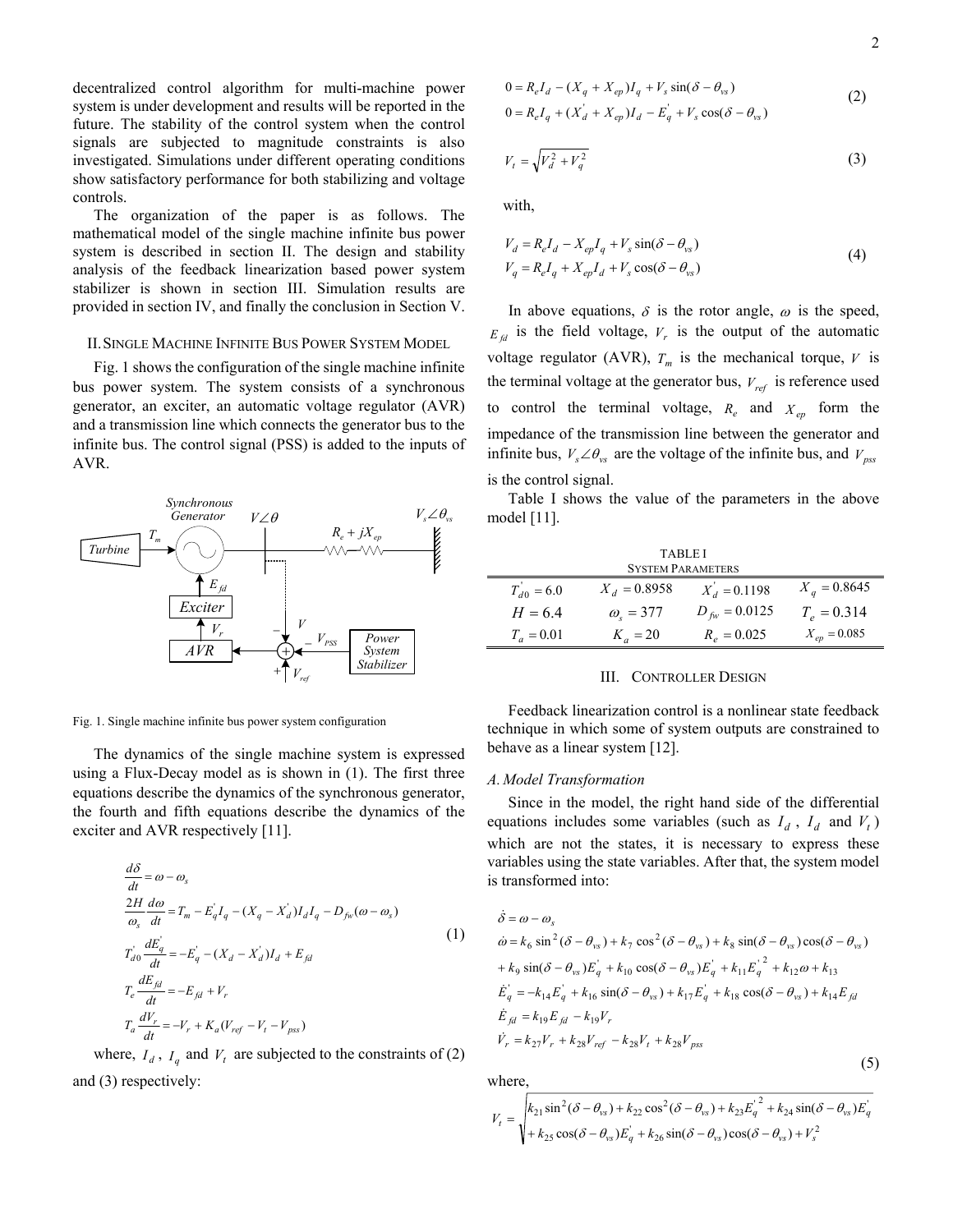decentralized control algorithm for multi-machine power system is under development and results will be reported in the future. The stability of the control system when the control signals are subjected to magnitude constraints is also investigated. Simulations under different operating conditions show satisfactory performance for both stabilizing and voltage controls.

The organization of the paper is as follows. The mathematical model of the single machine infinite bus power system is described in section II. The design and stability analysis of the feedback linearization based power system stabilizer is shown in section III. Simulation results are provided in section IV, and finally the conclusion in Section V.

## II. Single Machine Infinite Bus Power System Model

Fig. 1 shows the configuration of the single machine infinite bus power system. The system consists of a synchronous generator, an exciter, an automatic voltage regulator (AVR) and a transmission line which connects the generator bus to the infinite bus. The control signal (PSS) is added to the inputs of AVR.

Fig. 1. Single machine infinite bus power system configuration

The dynamics of the single machine system is expressed using a Flux-Decay model as is shown in (1). The first three equations describe the dynamics of the synchronous generator, the fourth and fifth equations describe the dynamics of the exciter and AVR respectively [11].

$$
\begin{aligned}
&\frac{d\delta}{dt} = \omega - \omega_s \\
&\frac{2H}{\omega_s}\frac{d\omega}{dt} = T_m - E_q^{'} I_q - (X_q - X_d^{'}) I_d I_q - D_{fw}(\omega - \omega_s) \\
&T_{d0}^{'}\frac{dE_q^{'}}{dt} = -E_q^{'} - (X_d - X_d^{'}) I_d + E_{fd} \\
&T_e \frac{dE_{fd}}{dt} = -E_{fd} + V_r \\
&T_a \frac{dV_r}{dt} = -V_r + K_a (V_{ref} - V_t - V_{pss})
\end{aligned}
\tag{1}
$$

where, $I_d$, $I_q$ and $V_t$ are subjected to the constraints of (2) and (3) respectively:

$$
\begin{aligned}
&0 = R_e I_d - (X_q + X_{ep}) I_q + V_s \sin(\delta - \theta_{vs}) \\
&0 = R_e I_q + (X_d^{'} + X_{ep}) I_d - E_q^{'} + V_s \cos(\delta - \theta_{vs})
\end{aligned}
\tag{2}
$$

$$
V_t = \sqrt{V_d^2 + V_q^2}
\tag{3}
$$

with,

$$
\begin{aligned}
&V_d = R_e I_d - X_{ep} I_q + V_s \sin(\delta - \theta_{vs}) \\
&V_q = R_e I_q + X_{ep} I_d + V_s \cos(\delta - \theta_{vs})
\end{aligned}
\tag{4}
$$

In above equations, $\delta$ is the rotor angle, $\omega$ is the speed, $E_{fd}$ is the field voltage, $V_r$ is the output of the automatic voltage regulator (AVR), $T_m$ is the mechanical torque, $V$ is the terminal voltage at the generator bus, $V_{ref}$ is reference used to control the terminal voltage, $R_e$ and $X_{ep}$ form the impedance of the transmission line between the generator and infinite bus, $V_s\angle\theta_{vs}$ are the voltage of the infinite bus, and $V_{pss}$ is the control signal.

Table I shows the value of the parameters in the above model [11].

TABLE I
System Parameters

| | | | |
|---|---|---|---|
| $T_{d0}^{'} = 6.0$ | $X_d = 0.8958$ | $X_d^{'} = 0.1198$ | $X_q = 0.8645$ |
| $H = 6.4$ | $\omega_s = 377$ | $D_{fw} = 0.0125$ | $T_e = 0.314$ |
| $T_a = 0.01$ | $K_a = 20$ | $R_e = 0.025$ | $X_{ep} = 0.085$ |

## III. Controller Design

Feedback linearization control is a nonlinear state feedback technique in which some of system outputs are constrained to behave as a linear system [12].

### A. Model Transformation

Since in the model, the right hand side of the differential equations includes some variables (such as $I_q$, $I_d$ and $V_t$) which are not the states, it is necessary to express these variables using the state variables. After that, the system model is transformed into:

$$
\begin{aligned}
&\dot{\delta} = \omega - \omega_s \\
&\dot{\omega} = k_6 \sin^2(\delta - \theta_{vs}) + k_7 \cos^2(\delta - \theta_{vs}) + k_8 \sin(\delta - \theta_{vs})\cos(\delta - \theta_{vs}) \\
&\quad + k_9 \sin(\delta - \theta_{vs}) E_q^{'} + k_{10} \cos(\delta - \theta_{vs}) E_q^{'} + k_{11} E_q^{'2} + k_{12}\omega + k_{13} \\
&\dot{E}_q^{'} = -k_{14} E_q^{'} + k_{16} \sin(\delta - \theta_{vs}) + k_{17} E_q^{'} + k_{18} \cos(\delta - \theta_{vs}) + k_{14} E_{fd} \\
&\dot{E}_{fd} = k_{19} E_{fd} - k_{19} V_r \\
&\dot{V}_r = k_{27} V_r + k_{28} V_{ref} - k_{28} V_t + k_{28} V_{pss}
\end{aligned}
\tag{5}
$$

where,

$$
V_t = \sqrt{\begin{aligned}&k_{21}\sin^2(\delta - \theta_{vs}) + k_{22}\cos^2(\delta - \theta_{vs}) + k_{23} E_q^{'2} + k_{24}\sin(\delta - \theta_{vs}) E_q^{'} \\ &+ k_{25}\cos(\delta - \theta_{vs}) E_q^{'} + k_{26}\sin(\delta - \theta_{vs})\cos(\delta - \theta_{vs}) + V_s^2\end{aligned}}
$$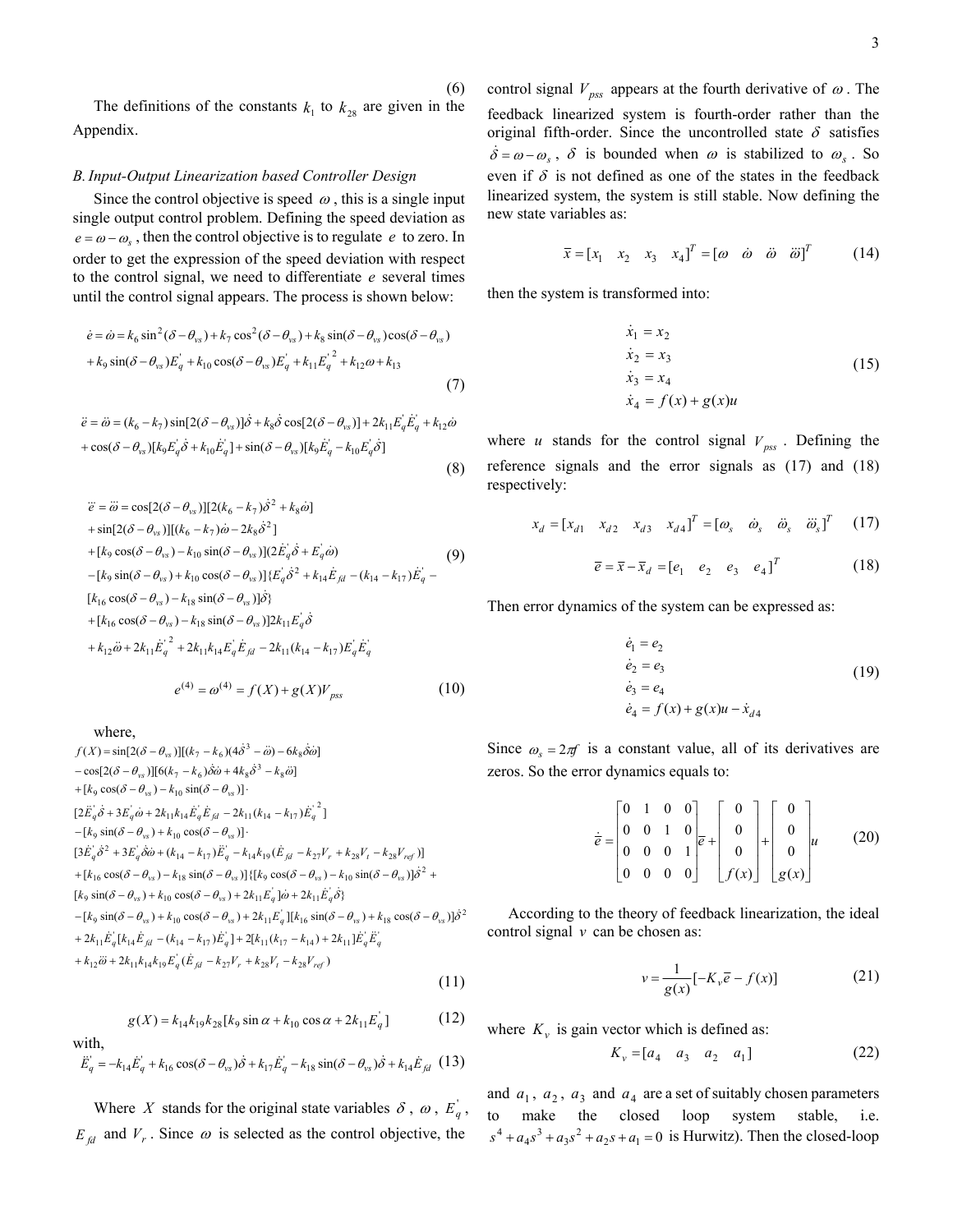(6)

The definitions of the constants $k_1$ to $k_{28}$ are given in the Appendix.

### *B. Input-Output Linearization based Controller Design*

Since the control objective is speed $\omega$, this is a single input single output control problem. Defining the speed deviation as $e = \omega - \omega_s$, then the control objective is to regulate $e$ to zero. In order to get the expression of the speed deviation with respect to the control signal, we need to differentiate $e$ several times until the control signal appears. The process is shown below:

$$
\begin{aligned}
\dot{e} = \dot{\omega} &= k_6 \sin^2(\delta - \theta_{vs}) + k_7 \cos^2(\delta - \theta_{vs}) + k_8 \sin(\delta - \theta_{vs}) \cos(\delta - \theta_{vs}) \\
&+ k_9 \sin(\delta - \theta_{vs}) E_q^{'} + k_{10} \cos(\delta - \theta_{vs}) E_q^{'} + k_{11} E_q^{'2} + k_{12}\omega + k_{13}
\end{aligned}
\tag{7}
$$

$$
\begin{aligned}
\ddot{e} = \ddot{\omega} &= (k_6 - k_7)\sin[2(\delta - \theta_{vs})]\dot{\delta} + k_8\dot{\delta}\cos[2(\delta - \theta_{vs})] + 2k_{11}E_q^{'}\dot{E}_q^{'} + k_{12}\dot{\omega} \\
&+ \cos(\delta - \theta_{vs})[k_9 E_q^{'}\dot{\delta} + k_{10}\dot{E}_q^{'}] + \sin(\delta - \theta_{vs})[k_9\dot{E}_q^{'} - k_{10}E_q^{'}\dot{\delta}]
\end{aligned}
\tag{8}
$$

$$
\begin{aligned}
\dddot{e} = \dddot{\omega} &= \cos[2(\delta - \theta_{vs})][2(k_6 - k_7)\dot{\delta}^2 + k_8\dot{\omega}] \\
&+ \sin[2(\delta - \theta_{vs})][(k_6 - k_7)\dot{\omega} - 2k_8\dot{\delta}^2] \\
&+ [k_9\cos(\delta - \theta_{vs}) - k_{10}\sin(\delta - \theta_{vs})](2\dot{E}_q^{'}\dot{\delta} + E_q^{'}\dot{\omega}) \\
&- [k_9\sin(\delta - \theta_{vs}) + k_{10}\cos(\delta - \theta_{vs})]\{E_q^{'}\dot{\delta}^2 + k_{14}\dot{E}_{fd} - (k_{14} - k_{17})\dot{E}_q^{'} - \\
&[k_{16}\cos(\delta - \theta_{vs}) - k_{18}\sin(\delta - \theta_{vs})]\dot{\delta}\} \\
&+ [k_{16}\cos(\delta - \theta_{vs}) - k_{18}\sin(\delta - \theta_{vs})]2k_{11}E_q^{'}\dot{\delta} \\
&+ k_{12}\ddot{\omega} + 2k_{11}\dot{E}_q^{'2} + 2k_{11}k_{14}E_q^{'}\dot{E}_{fd} - 2k_{11}(k_{14} - k_{17})E_q^{'}\dot{E}_q^{'}
\end{aligned}
\tag{9}
$$

$$
e^{(4)} = \omega^{(4)} = f(X) + g(X)V_{pss} \tag{10}
$$

where,

$$
\begin{aligned}
f(X) &= \sin[2(\delta - \theta_{vs})][(k_7 - k_6)(4\dot{\delta}^3 - \ddot{\omega}) - 6k_8\dot{\delta}\dot{\omega}] \\
&- \cos[2(\delta - \theta_{vs})][6(k_7 - k_6)\dot{\delta}\dot{\omega} + 4k_8\dot{\delta}^3 - k_8\ddot{\omega}] \\
&+ [k_9\cos(\delta - \theta_{vs}) - k_{10}\sin(\delta - \theta_{vs})]\cdot \\
&[2\ddot{E}_q^{'}\dot{\delta} + 3\dot{E}_q^{'}\dot{\omega} + 2k_{11}k_{14}\dot{E}_q^{'}\dot{E}_{fd} - 2k_{11}(k_{14} - k_{17})\dot{E}_q^{'2}] \\
&- [k_9\sin(\delta - \theta_{vs}) + k_{10}\cos(\delta - \theta_{vs})]\cdot \\
&[3\dot{E}_q^{'}\dot{\delta}^2 + 3E_q^{'}\dot{\delta}\dot{\omega} + (k_{14} - k_{17})\ddot{E}_q^{'} - k_{14}k_{19}(\dot{E}_{fd} - k_{27}V_r + k_{28}V_t - k_{28}V_{ref})] \\
&+ [k_{16}\cos(\delta - \theta_{vs}) - k_{18}\sin(\delta - \theta_{vs})]\{[k_9\cos(\delta - \theta_{vs}) - k_{10}\sin(\delta - \theta_{vs})]\dot{\delta}^2 + \\
&[k_9\sin(\delta - \theta_{vs}) + k_{10}\cos(\delta - \theta_{vs}) + 2k_{11}E_q^{'}]\dot{\omega} + 2k_{11}\dot{E}_q^{'}\dot{\delta}\} \\
&- [k_9\sin(\delta - \theta_{vs}) + k_{10}\cos(\delta - \theta_{vs}) + 2k_{11}E_q^{'}][k_{16}\sin(\delta - \theta_{vs}) + k_{18}\cos(\delta - \theta_{vs})]\dot{\delta}^2 \\
&+ 2k_{11}\dot{E}_q^{'}[k_{14}\dot{E}_{fd} - (k_{14} - k_{17})\dot{E}_q^{'}] + 2[k_{11}(k_{17} - k_{14}) + 2k_{11}]\dot{E}_q^{'}\ddot{E}_q^{'} \\
&+ k_{12}\dddot{\omega} + 2k_{11}k_{14}k_{19}E_q^{'}(\dot{E}_{fd} - k_{27}V_r + k_{28}V_t - k_{28}V_{ref})
\end{aligned}
\tag{11}
$$

$$
g(X) = k_{14}k_{19}k_{28}[k_9\sin\alpha + k_{10}\cos\alpha + 2k_{11}E_q^{'}] \tag{12}
$$

with,

$$
\ddot{E}_q^{'} = -k_{14}\dot{E}_q^{'} + k_{16}\cos(\delta - \theta_{vs})\dot{\delta} + k_{17}\dot{E}_q^{'} - k_{18}\sin(\delta - \theta_{vs})\dot{\delta} + k_{14}\dot{E}_{fd} \tag{13}
$$

Where $X$ stands for the original state variables $\delta$, $\omega$, $E_q^{'}$, $E_{fd}$ and $V_r$. Since $\omega$ is selected as the control objective, the control signal $V_{pss}$ appears at the fourth derivative of $\omega$. The feedback linearized system is fourth-order rather than the original fifth-order. Since the uncontrolled state $\delta$ satisfies $\dot{\delta} = \omega - \omega_s$, $\delta$ is bounded when $\omega$ is stabilized to $\omega_s$. So even if $\delta$ is not defined as one of the states in the feedback linearized system, the system is still stable. Now defining the new state variables as:

$$
\bar{x} = [x_1 \quad x_2 \quad x_3 \quad x_4]^T = [\omega \quad \dot{\omega} \quad \ddot{\omega} \quad \dddot{\omega}]^T \tag{14}
$$

then the system is transformed into:

$$
\begin{aligned}
\dot{x}_1 &= x_2 \\
\dot{x}_2 &= x_3 \\
\dot{x}_3 &= x_4 \\
\dot{x}_4 &= f(x) + g(x)u
\end{aligned}
\tag{15}
$$

where $u$ stands for the control signal $V_{pss}$. Defining the reference signals and the error signals as (17) and (18) respectively:

$$
x_d = [x_{d1} \quad x_{d2} \quad x_{d3} \quad x_{d4}]^T = [\omega_s \quad \dot{\omega}_s \quad \ddot{\omega}_s \quad \dddot{\omega}_s]^T \tag{17}
$$

$$
\bar{e} = \bar{x} - \bar{x}_d = [e_1 \quad e_2 \quad e_3 \quad e_4]^T \tag{18}
$$

Then error dynamics of the system can be expressed as:

$$
\begin{aligned}
\dot{e}_1 &= e_2 \\
\dot{e}_2 &= e_3 \\
\dot{e}_3 &= e_4 \\
\dot{e}_4 &= f(x) + g(x)u - \dot{x}_{d4}
\end{aligned}
\tag{19}
$$

Since $\omega_s = 2\pi f$ is a constant value, all of its derivatives are zeros. So the error dynamics equals to:

$$
\dot{\bar{e}} = \begin{bmatrix} 0 & 1 & 0 & 0 \\ 0 & 0 & 1 & 0 \\ 0 & 0 & 0 & 1 \\ 0 & 0 & 0 & 0 \end{bmatrix} \bar{e} + \begin{bmatrix} 0 \\ 0 \\ 0 \\ f(x) \end{bmatrix} + \begin{bmatrix} 0 \\ 0 \\ 0 \\ g(x) \end{bmatrix} u \tag{20}
$$

According to the theory of feedback linearization, the ideal control signal $v$ can be chosen as:

$$
v = \frac{1}{g(x)}[-K_v\bar{e} - f(x)] \tag{21}
$$

where $K_v$ is gain vector which is defined as:

$$
K_v = [a_4 \quad a_3 \quad a_2 \quad a_1] \tag{22}
$$

and $a_1$, $a_2$, $a_3$ and $a_4$ are a set of suitably chosen parameters to make the closed loop system stable, i.e. $s^4 + a_4 s^3 + a_3 s^2 + a_2 s + a_1 = 0$ is Hurwitz). Then the closed-loop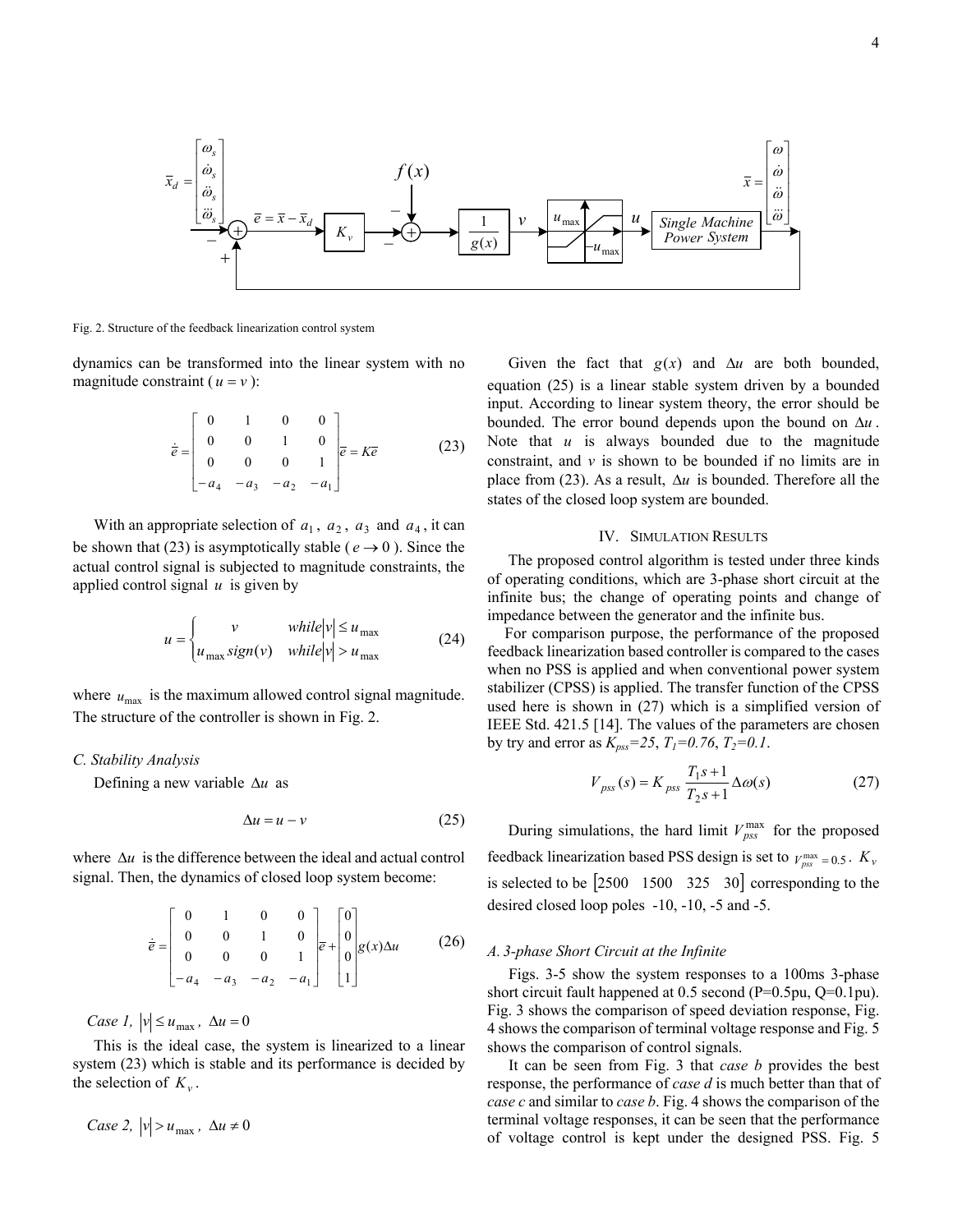Fig. 2. Structure of the feedback linearization control system

dynamics can be transformed into the linear system with no magnitude constraint ($u = v$):

$$\dot{\bar{e}} = \begin{bmatrix} 0 & 1 & 0 & 0 \\ 0 & 0 & 1 & 0 \\ 0 & 0 & 0 & 1 \\ -a_4 & -a_3 & -a_2 & -a_1 \end{bmatrix} \bar{e} = K\bar{e} \tag{23}$$

With an appropriate selection of $a_1$, $a_2$, $a_3$ and $a_4$, it can be shown that (23) is asymptotically stable ($e \to 0$). Since the actual control signal is subjected to magnitude constraints, the applied control signal $u$ is given by

$$u = \begin{cases} v & while |v| \le u_{\max} \\ u_{\max} sign(v) & while |v| > u_{\max} \end{cases} \tag{24}$$

where $u_{\max}$ is the maximum allowed control signal magnitude. The structure of the controller is shown in Fig. 2.

### C. Stability Analysis

Defining a new variable $\Delta u$ as

$$\Delta u = u - v \tag{25}$$

where $\Delta u$ is the difference between the ideal and actual control signal. Then, the dynamics of closed loop system become:

$$\dot{\bar{e}} = \begin{bmatrix} 0 & 1 & 0 & 0 \\ 0 & 0 & 1 & 0 \\ 0 & 0 & 0 & 1 \\ -a_4 & -a_3 & -a_2 & -a_1 \end{bmatrix} \bar{e} + \begin{bmatrix} 0 \\ 0 \\ 0 \\ 1 \end{bmatrix} g(x)\Delta u \tag{26}$$

*Case 1,* $|v| \le u_{\max}$, $\Delta u = 0$

This is the ideal case, the system is linearized to a linear system (23) which is stable and its performance is decided by the selection of $K_v$.

*Case 2,* $|v| > u_{\max}$, $\Delta u \ne 0$

Given the fact that $g(x)$ and $\Delta u$ are both bounded, equation (25) is a linear stable system driven by a bounded input. According to linear system theory, the error should be bounded. The error bound depends upon the bound on $\Delta u$. Note that $u$ is always bounded due to the magnitude constraint, and $v$ is shown to be bounded if no limits are in place from (23). As a result, $\Delta u$ is bounded. Therefore all the states of the closed loop system are bounded.

## IV. Simulation Results

The proposed control algorithm is tested under three kinds of operating conditions, which are 3-phase short circuit at the infinite bus; the change of operating points and change of impedance between the generator and the infinite bus.

For comparison purpose, the performance of the proposed feedback linearization based controller is compared to the cases when no PSS is applied and when conventional power system stabilizer (CPSS) is applied. The transfer function of the CPSS used here is shown in (27) which is a simplified version of IEEE Std. 421.5 [14]. The values of the parameters are chosen by try and error as $K_{pss}=25$, $T_1=0.76$, $T_2=0.1$.

$$V_{pss}(s) = K_{pss} \frac{T_1 s + 1}{T_2 s + 1} \Delta\omega(s) \tag{27}$$

During simulations, the hard limit $V_{pss}^{\max}$ for the proposed feedback linearization based PSS design is set to $V_{pss}^{\max} = 0.5$. $K_v$ is selected to be $\begin{bmatrix} 2500 & 1500 & 325 & 30 \end{bmatrix}$ corresponding to the desired closed loop poles -10, -10, -5 and -5.

### A. 3-phase Short Circuit at the Infinite

Figs. 3-5 show the system responses to a 100ms 3-phase short circuit fault happened at 0.5 second (P=0.5pu, Q=0.1pu). Fig. 3 shows the comparison of speed deviation response, Fig. 4 shows the comparison of terminal voltage response and Fig. 5 shows the comparison of control signals.

It can be seen from Fig. 3 that *case b* provides the best response, the performance of *case d* is much better than that of *case c* and similar to *case b*. Fig. 4 shows the comparison of the terminal voltage responses, it can be seen that the performance of voltage control is kept under the designed PSS. Fig. 5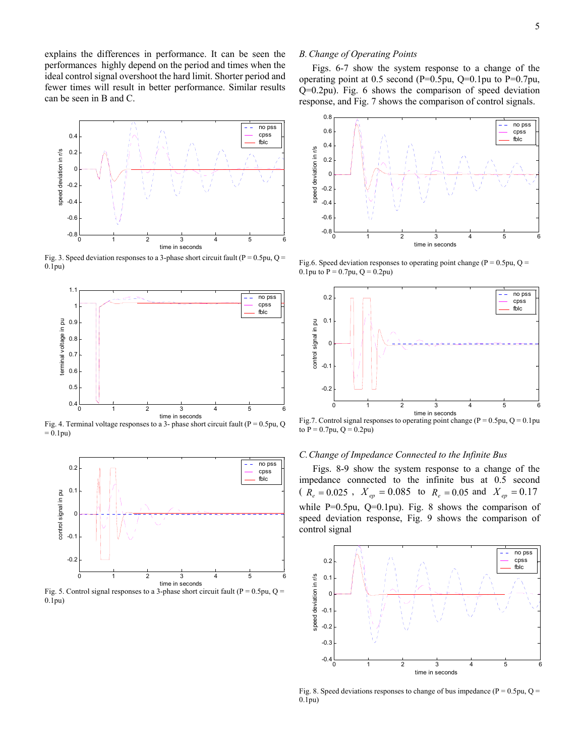explains the differences in performance. It can be seen the performances highly depend on the period and times when the ideal control signal overshoot the hard limit. Shorter period and fewer times will result in better performance. Similar results can be seen in B and C.

Fig. 3. Speed deviation responses to a 3-phase short circuit fault (P = 0.5pu, Q = 0.1pu)

Fig. 4. Terminal voltage responses to a 3- phase short circuit fault (P = 0.5pu, Q = 0.1pu)

Fig. 5. Control signal responses to a 3-phase short circuit fault (P = 0.5pu, Q = 0.1pu)

### *B. Change of Operating Points*

Figs. 6-7 show the system response to a change of the operating point at 0.5 second (P=0.5pu, Q=0.1pu to P=0.7pu, Q=0.2pu). Fig. 6 shows the comparison of speed deviation response, and Fig. 7 shows the comparison of control signals.

Fig.6. Speed deviation responses to operating point change (P = 0.5pu, Q = 0.1pu to P = 0.7pu, Q = 0.2pu)

Fig.7. Control signal responses to operating point change (P = 0.5pu, Q = 0.1pu to P = 0.7pu, Q = 0.2pu)

### *C. Change of Impedance Connected to the Infinite Bus*

Figs. 8-9 show the system response to a change of the impedance connected to the infinite bus at 0.5 second ( $R_e = 0.025$ , $X_{ep} = 0.085$ to $R_e = 0.05$ and $X_{ep} = 0.17$ while P=0.5pu, Q=0.1pu). Fig. 8 shows the comparison of speed deviation response, Fig. 9 shows the comparison of control signal

Fig. 8. Speed deviations responses to change of bus impedance (P = 0.5pu, Q = 0.1pu)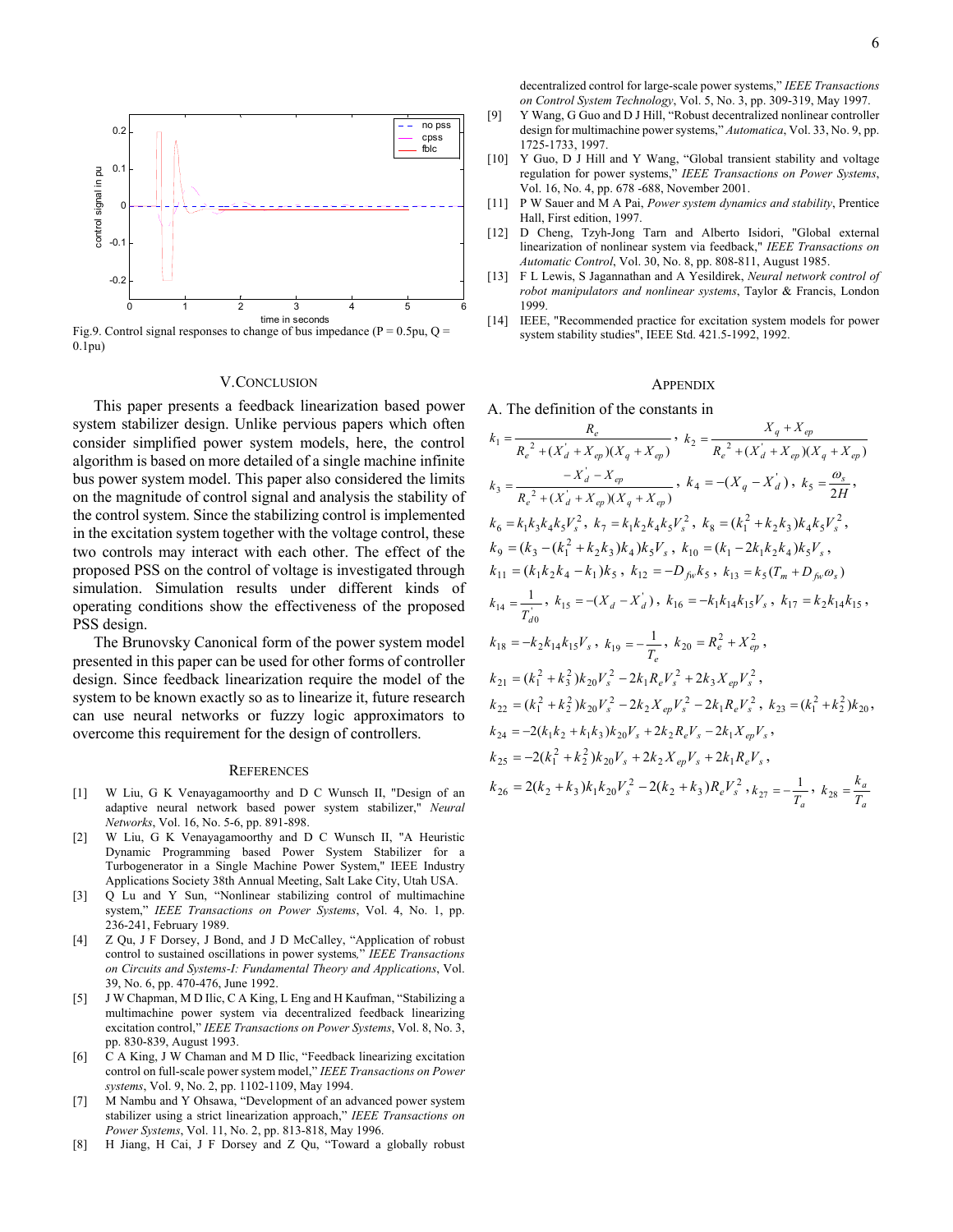0.2
0.1
0
-0.1
-0.2
control signal in pu
0 1 2 3 4 5 6
time in seconds
no pss
cpss
fblc

Fig.9. Control signal responses to change of bus impedance (P = 0.5pu, Q = 0.1pu)

## V. Conclusion

This paper presents a feedback linearization based power system stabilizer design. Unlike pervious papers which often consider simplified power system models, here, the control algorithm is based on more detailed of a single machine infinite bus power system model. This paper also considered the limits on the magnitude of control signal and analysis the stability of the control system. Since the stabilizing control is implemented in the excitation system together with the voltage control, these two controls may interact with each other. The effect of the proposed PSS on the control of voltage is investigated through simulation. Simulation results under different kinds of operating conditions show the effectiveness of the proposed PSS design.

The Brunovsky Canonical form of the power system model presented in this paper can be used for other forms of controller design. Since feedback linearization require the model of the system to be known exactly so as to linearize it, future research can use neural networks or fuzzy logic approximators to overcome this requirement for the design of controllers.

## References

[1] W Liu, G K Venayagamoorthy and D C Wunsch II, "Design of an adaptive neural network based power system stabilizer," *Neural Networks*, Vol. 16, No. 5-6, pp. 891-898.

[2] W Liu, G K Venayagamoorthy and D C Wunsch II, "A Heuristic Dynamic Programming based Power System Stabilizer for a Turbogenerator in a Single Machine Power System," IEEE Industry Applications Society 38th Annual Meeting, Salt Lake City, Utah USA.

[3] Q Lu and Y Sun, "Nonlinear stabilizing control of multimachine system," *IEEE Transactions on Power Systems*, Vol. 4, No. 1, pp. 236-241, February 1989.

[4] Z Qu, J F Dorsey, J Bond, and J D McCalley, "Application of robust control to sustained oscillations in power systems," *IEEE Transactions on Circuits and Systems-I: Fundamental Theory and Applications*, Vol. 39, No. 6, pp. 470-476, June 1992.

[5] J W Chapman, M D Ilic, C A King, L Eng and H Kaufman, "Stabilizing a multimachine power system via decentralized feedback linearizing excitation control," *IEEE Transactions on Power Systems*, Vol. 8, No. 3, pp. 830-839, August 1993.

[6] C A King, J W Chaman and M D Ilic, "Feedback linearizing excitation control on full-scale power system model," *IEEE Transactions on Power systems*, Vol. 9, No. 2, pp. 1102-1109, May 1994.

[7] M Nambu and Y Ohsawa, "Development of an advanced power system stabilizer using a strict linearization approach," *IEEE Transactions on Power Systems*, Vol. 11, No. 2, pp. 813-818, May 1996.

[8] H Jiang, H Cai, J F Dorsey and Z Qu, "Toward a globally robust decentralized control for large-scale power systems," *IEEE Transactions on Control System Technology*, Vol. 5, No. 3, pp. 309-319, May 1997.

[9] Y Wang, G Guo and D J Hill, "Robust decentralized nonlinear controller design for multimachine power systems," *Automatica*, Vol. 33, No. 9, pp. 1725-1733, 1997.

[10] Y Guo, D J Hill and Y Wang, "Global transient stability and voltage regulation for power systems," *IEEE Transactions on Power Systems*, Vol. 16, No. 4, pp. 678 -688, November 2001.

[11] P W Sauer and M A Pai, *Power system dynamics and stability*, Prentice Hall, First edition, 1997.

[12] D Cheng, Tzyh-Jong Tarn and Alberto Isidori, "Global external linearization of nonlinear system via feedback," *IEEE Transactions on Automatic Control*, Vol. 30, No. 8, pp. 808-811, August 1985.

[13] F L Lewis, S Jagannathan and A Yesildirek, *Neural network control of robot manipulators and nonlinear systems*, Taylor & Francis, London 1999.

[14] IEEE, "Recommended practice for excitation system models for power system stability studies", IEEE Std. 421.5-1992, 1992.

## Appendix

A. The definition of the constants in

$$k_1 = \frac{R_e}{R_e^{\,2} + (X_d^{'} + X_{ep})(X_q + X_{ep})},\; k_2 = \frac{X_q + X_{ep}}{R_e^{\,2} + (X_d^{'} + X_{ep})(X_q + X_{ep})}$$

$$k_3 = \frac{-X_d^{'} - X_{ep}}{R_e^{\,2} + (X_d^{'} + X_{ep})(X_q + X_{ep})},\; k_4 = -(X_q - X_d^{'}),\; k_5 = \frac{\omega_s}{2H},$$

$$k_6 = k_1 k_3 k_4 k_5 V_s^2,\; k_7 = k_1 k_2 k_4 k_5 V_s^2,\; k_8 = (k_1^2 + k_2 k_3) k_4 k_5 V_s^2,$$

$$k_9 = (k_3 - (k_1^2 + k_2 k_3) k_4) k_5 V_s,\; k_{10} = (k_1 - 2k_1 k_2 k_4) k_5 V_s,$$

$$k_{11} = (k_1 k_2 k_4 - k_1) k_5,\; k_{12} = -D_{fw} k_5,\; k_{13} = k_5 (T_m + D_{fw}\omega_s)$$

$$k_{14} = \frac{1}{T_{d0}^{'}},\; k_{15} = -(X_d - X_d^{'}),\; k_{16} = -k_1 k_{14} k_{15} V_s,\; k_{17} = k_2 k_{14} k_{15},$$

$$k_{18} = -k_2 k_{14} k_{15} V_s,\; k_{19} = -\frac{1}{T_e},\; k_{20} = R_e^2 + X_{ep}^2,$$

$$k_{21} = (k_1^2 + k_3^2) k_{20} V_s^2 - 2k_1 R_e V_s^2 + 2k_3 X_{ep} V_s^2,$$

$$k_{22} = (k_1^2 + k_2^2) k_{20} V_s^2 - 2k_2 X_{ep} V_s^2 - 2k_1 R_e V_s^2,\; k_{23} = (k_1^2 + k_2^2) k_{20},$$

$$k_{24} = -2(k_1 k_2 + k_1 k_3) k_{20} V_s + 2k_2 R_e V_s - 2k_1 X_{ep} V_s,$$

$$k_{25} = -2(k_1^2 + k_2^2) k_{20} V_s + 2k_2 X_{ep} V_s + 2k_1 R_e V_s,$$

$$k_{26} = 2(k_2 + k_3) k_1 k_{20} V_s^2 - 2(k_2 + k_3) R_e V_s^2,\; k_{27} = -\frac{1}{T_a},\; k_{28} = \frac{k_a}{T_a}$$